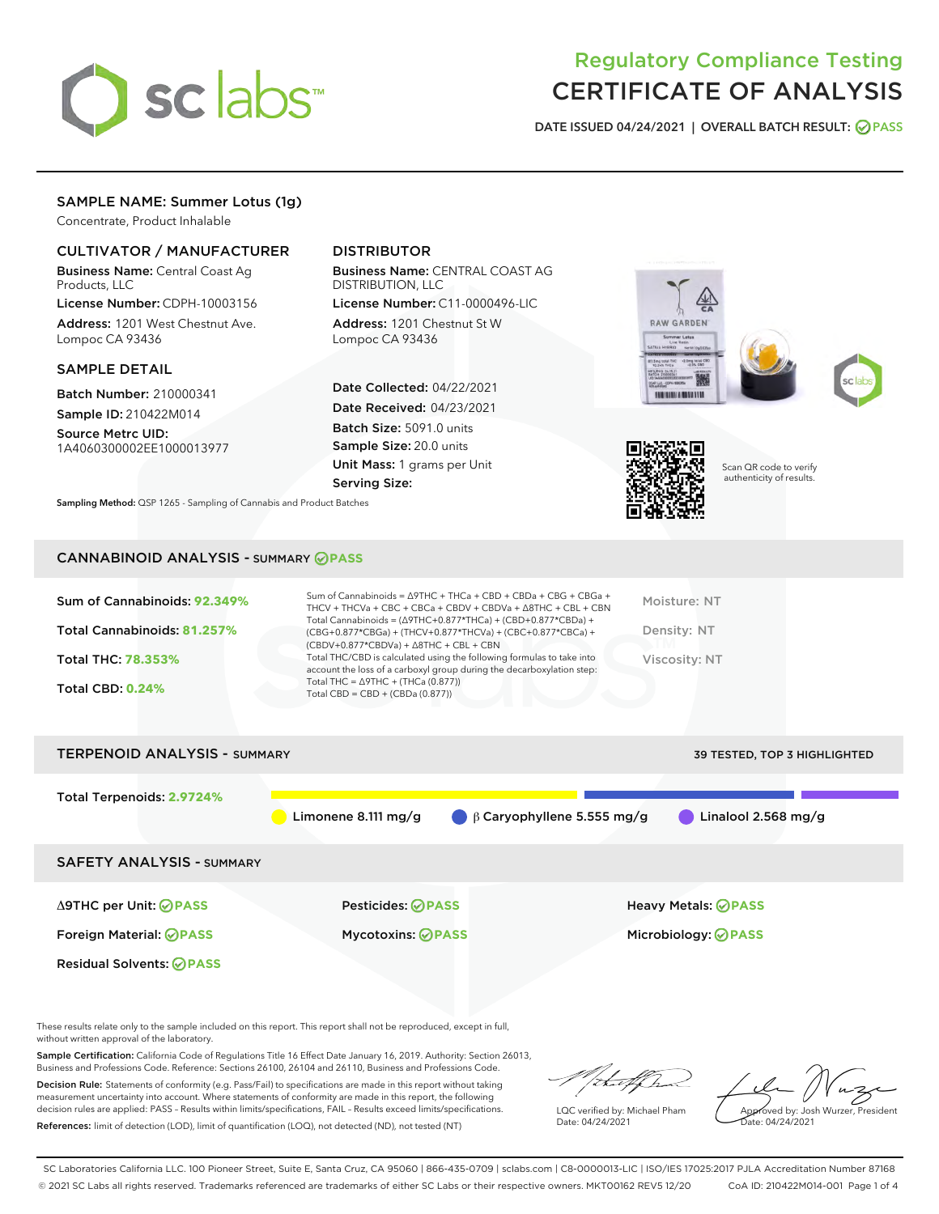# Regulatory Compliance Testing
# CERTIFICATE OF ANALYSIS

DATE ISSUED 04/24/2021 | OVERALL BATCH RESULT: PASS

## SAMPLE NAME: Summer Lotus (1g)

Concentrate, Product Inhalable

### CULTIVATOR / MANUFACTURER

**Business Name:** Central Coast Ag Products, LLC

**License Number:** CDPH-10003156

**Address:** 1201 West Chestnut Ave. Lompoc CA 93436

### DISTRIBUTOR

**Business Name:** CENTRAL COAST AG DISTRIBUTION, LLC

**License Number:** C11-0000496-LIC

**Address:** 1201 Chestnut St W Lompoc CA 93436

### SAMPLE DETAIL

**Batch Number:** 210000341

**Sample ID:** 210422M014

**Source Metrc UID:** 1A4060300002EE1000013977

**Date Collected:** 04/22/2021

**Date Received:** 04/23/2021

**Batch Size:** 5091.0 units

**Sample Size:** 20.0 units

**Unit Mass:** 1 grams per Unit

**Serving Size:**

Scan QR code to verify authenticity of results.

**Sampling Method:** QSP 1265 - Sampling of Cannabis and Product Batches

## CANNABINOID ANALYSIS - SUMMARY PASS

Sum of Cannabinoids: **92.349%**

Total Cannabinoids: **81.257%**

Total THC: **78.353%**

Total CBD: **0.24%**

Sum of Cannabinoids = Δ9THC + THCa + CBD + CBDa + CBG + CBGa + THCV + THCVa + CBC + CBCa + CBDV + CBDVa + Δ8THC + CBL + CBN

Total Cannabinoids = (Δ9THC+0.877*THCa) + (CBD+0.877*CBDa) + (CBG+0.877*CBGa) + (THCV+0.877*THCVa) + (CBC+0.877*CBCa) + (CBDV+0.877*CBDVa) + Δ8THC + CBL + CBN

Total THC/CBD is calculated using the following formulas to take into account the loss of a carboxyl group during the decarboxylation step:

Total THC = Δ9THC + (THCa (0.877))

Total CBD = CBD + (CBDa (0.877))

Moisture: NT

Density: NT

Viscosity: NT

## TERPENOID ANALYSIS - SUMMARY

39 TESTED, TOP 3 HIGHLIGHTED

Total Terpenoids: **2.9724%**

Limonene 8.111 mg/g

β Caryophyllene 5.555 mg/g

Linalool 2.568 mg/g

## SAFETY ANALYSIS - SUMMARY

Δ9THC per Unit: PASS

Pesticides: PASS

Heavy Metals: PASS

Foreign Material: PASS

Mycotoxins: PASS

Microbiology: PASS

Residual Solvents: PASS

These results relate only to the sample included on this report. This report shall not be reproduced, except in full, without written approval of the laboratory.

**Sample Certification:** California Code of Regulations Title 16 Effect Date January 16, 2019. Authority: Section 26013, Business and Professions Code. Reference: Sections 26100, 26104 and 26110, Business and Professions Code.

**Decision Rule:** Statements of conformity (e.g. Pass/Fail) to specifications are made in this report without taking measurement uncertainty into account. Where statements of conformity are made in this report, the following decision rules are applied: PASS – Results within limits/specifications, FAIL – Results exceed limits/specifications.

**References:** limit of detection (LOD), limit of quantification (LOQ), not detected (ND), not tested (NT)

LQC verified by: Michael Pham
Date: 04/24/2021

Approved by: Josh Wurzer, President
Date: 04/24/2021

SC Laboratories California LLC. 100 Pioneer Street, Suite E, Santa Cruz, CA 95060 | 866-435-0709 | sclabs.com | C8-0000013-LIC | ISO/IES 17025:2017 PJLA Accreditation Number 87168
© 2021 SC Labs all rights reserved. Trademarks referenced are trademarks of either SC Labs or their respective owners. MKT00162 REV5 12/20 CoA ID: 210422M014-001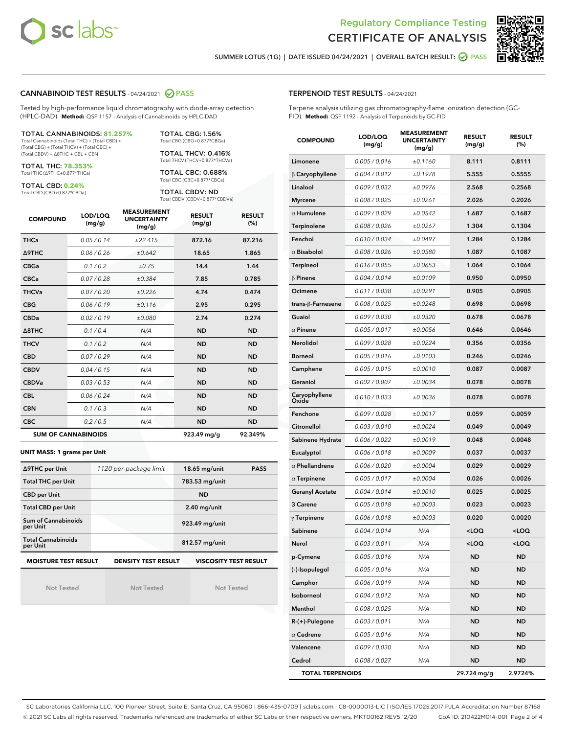# Regulatory Compliance Testing
# CERTIFICATE OF ANALYSIS

SUMMER LOTUS (1G) | DATE ISSUED 04/24/2021 | OVERALL BATCH RESULT: PASS

## CANNABINOID TEST RESULTS - 04/24/2021 PASS

Tested by high-performance liquid chromatography with diode-array detection (HPLC-DAD). **Method:** QSP 1157 - Analysis of Cannabinoids by HPLC-DAD

**TOTAL CANNABINOIDS: 81.257%**
Total Cannabinoids (Total THC) + (Total CBD) + (Total CBG) + (Total THCV) + (Total CBC) + (Total CBDV) + Δ8THC + CBL + CBN

**TOTAL THC: 78.353%**
Total THC (Δ9THC+0.877*THCa)

**TOTAL CBD: 0.24%**
Total CBD (CBD+0.877*CBDa)

**TOTAL CBG: 1.56%**
Total CBG (CBG+0.877*CBGa)

**TOTAL THCV: 0.416%**
Total THCV (THCV+0.877*THCVa)

**TOTAL CBC: 0.688%**
Total CBC (CBC+0.877*CBCa)

**TOTAL CBDV: ND**
Total CBDV (CBDV+0.877*CBDVa)

| COMPOUND | LOD/LOQ (mg/g) | MEASUREMENT UNCERTAINTY (mg/g) | RESULT (mg/g) | RESULT (%) |
|---|---|---|---|---|
| THCa | 0.05 / 0.14 | ±22.415 | 872.16 | 87.216 |
| Δ9THC | 0.06 / 0.26 | ±0.642 | 18.65 | 1.865 |
| CBGa | 0.1 / 0.2 | ±0.75 | 14.4 | 1.44 |
| CBCa | 0.07 / 0.28 | ±0.384 | 7.85 | 0.785 |
| THCVa | 0.07 / 0.20 | ±0.226 | 4.74 | 0.474 |
| CBG | 0.06 / 0.19 | ±0.116 | 2.95 | 0.295 |
| CBDa | 0.02 / 0.19 | ±0.080 | 2.74 | 0.274 |
| Δ8THC | 0.1 / 0.4 | N/A | ND | ND |
| THCV | 0.1 / 0.2 | N/A | ND | ND |
| CBD | 0.07 / 0.29 | N/A | ND | ND |
| CBDV | 0.04 / 0.15 | N/A | ND | ND |
| CBDVa | 0.03 / 0.53 | N/A | ND | ND |
| CBL | 0.06 / 0.24 | N/A | ND | ND |
| CBN | 0.1 / 0.3 | N/A | ND | ND |
| CBC | 0.2 / 0.5 | N/A | ND | ND |
| SUM OF CANNABINOIDS | | | 923.49 mg/g | 92.349% |

**UNIT MASS: 1 grams per Unit**

| | | | |
|---|---|---|---|
| Δ9THC per Unit | 1120 per-package limit | 18.65 mg/unit | PASS |
| Total THC per Unit | | 783.53 mg/unit | |
| CBD per Unit | | ND | |
| Total CBD per Unit | | 2.40 mg/unit | |
| Sum of Cannabinoids per Unit | | 923.49 mg/unit | |
| Total Cannabinoids per Unit | | 812.57 mg/unit | |

| MOISTURE TEST RESULT | DENSITY TEST RESULT | VISCOSITY TEST RESULT |
|---|---|---|
| Not Tested | Not Tested | Not Tested |

## TERPENOID TEST RESULTS - 04/24/2021

Terpene analysis utilizing gas chromatography-flame ionization detection (GC-FID). **Method:** QSP 1192 - Analysis of Terpenoids by GC-FID

| COMPOUND | LOD/LOQ (mg/g) | MEASUREMENT UNCERTAINTY (mg/g) | RESULT (mg/g) | RESULT (%) |
|---|---|---|---|---|
| Limonene | 0.005 / 0.016 | ±0.1160 | 8.111 | 0.8111 |
| β Caryophyllene | 0.004 / 0.012 | ±0.1978 | 5.555 | 0.5555 |
| Linalool | 0.009 / 0.032 | ±0.0976 | 2.568 | 0.2568 |
| Myrcene | 0.008 / 0.025 | ±0.0261 | 2.026 | 0.2026 |
| α Humulene | 0.009 / 0.029 | ±0.0542 | 1.687 | 0.1687 |
| Terpinolene | 0.008 / 0.026 | ±0.0267 | 1.304 | 0.1304 |
| Fenchol | 0.010 / 0.034 | ±0.0497 | 1.284 | 0.1284 |
| α Bisabolol | 0.008 / 0.026 | ±0.0580 | 1.087 | 0.1087 |
| Terpineol | 0.016 / 0.055 | ±0.0653 | 1.064 | 0.1064 |
| β Pinene | 0.004 / 0.014 | ±0.0109 | 0.950 | 0.0950 |
| Ocimene | 0.011 / 0.038 | ±0.0291 | 0.905 | 0.0905 |
| trans-β-Farnesene | 0.008 / 0.025 | ±0.0248 | 0.698 | 0.0698 |
| Guaiol | 0.009 / 0.030 | ±0.0320 | 0.678 | 0.0678 |
| α Pinene | 0.005 / 0.017 | ±0.0056 | 0.646 | 0.0646 |
| Nerolidol | 0.009 / 0.028 | ±0.0224 | 0.356 | 0.0356 |
| Borneol | 0.005 / 0.016 | ±0.0103 | 0.246 | 0.0246 |
| Camphene | 0.005 / 0.015 | ±0.0010 | 0.087 | 0.0087 |
| Geraniol | 0.002 / 0.007 | ±0.0034 | 0.078 | 0.0078 |
| Caryophyllene Oxide | 0.010 / 0.033 | ±0.0036 | 0.078 | 0.0078 |
| Fenchone | 0.009 / 0.028 | ±0.0017 | 0.059 | 0.0059 |
| Citronellol | 0.003 / 0.010 | ±0.0024 | 0.049 | 0.0049 |
| Sabinene Hydrate | 0.006 / 0.022 | ±0.0019 | 0.048 | 0.0048 |
| Eucalyptol | 0.006 / 0.018 | ±0.0009 | 0.037 | 0.0037 |
| α Phellandrene | 0.006 / 0.020 | ±0.0004 | 0.029 | 0.0029 |
| α Terpinene | 0.005 / 0.017 | ±0.0004 | 0.026 | 0.0026 |
| Geranyl Acetate | 0.004 / 0.014 | ±0.0010 | 0.025 | 0.0025 |
| 3 Carene | 0.005 / 0.018 | ±0.0003 | 0.023 | 0.0023 |
| γ Terpinene | 0.006 / 0.018 | ±0.0003 | 0.020 | 0.0020 |
| Sabinene | 0.004 / 0.014 | N/A | <LOQ | <LOQ |
| Nerol | 0.003 / 0.011 | N/A | <LOQ | <LOQ |
| p-Cymene | 0.005 / 0.016 | N/A | ND | ND |
| (-)-Isopulegol | 0.005 / 0.016 | N/A | ND | ND |
| Camphor | 0.006 / 0.019 | N/A | ND | ND |
| Isoborneol | 0.004 / 0.012 | N/A | ND | ND |
| Menthol | 0.008 / 0.025 | N/A | ND | ND |
| R-(+)-Pulegone | 0.003 / 0.011 | N/A | ND | ND |
| α Cedrene | 0.005 / 0.016 | N/A | ND | ND |
| Valencene | 0.009 / 0.030 | N/A | ND | ND |
| Cedrol | 0.008 / 0.027 | N/A | ND | ND |
| TOTAL TERPENOIDS | | | 29.724 mg/g | 2.9724% |

SC Laboratories California LLC. 100 Pioneer Street, Suite E, Santa Cruz, CA 95060 | 866-435-0709 | sclabs.com | C8-0000013-LIC | ISO/IES 17025:2017 PJLA Accreditation Number 87168
© 2021 SC Labs all rights reserved. Trademarks referenced are trademarks of either SC Labs or their respective owners. MKT00162 REV5 12/20 CoA ID: 210422M014-001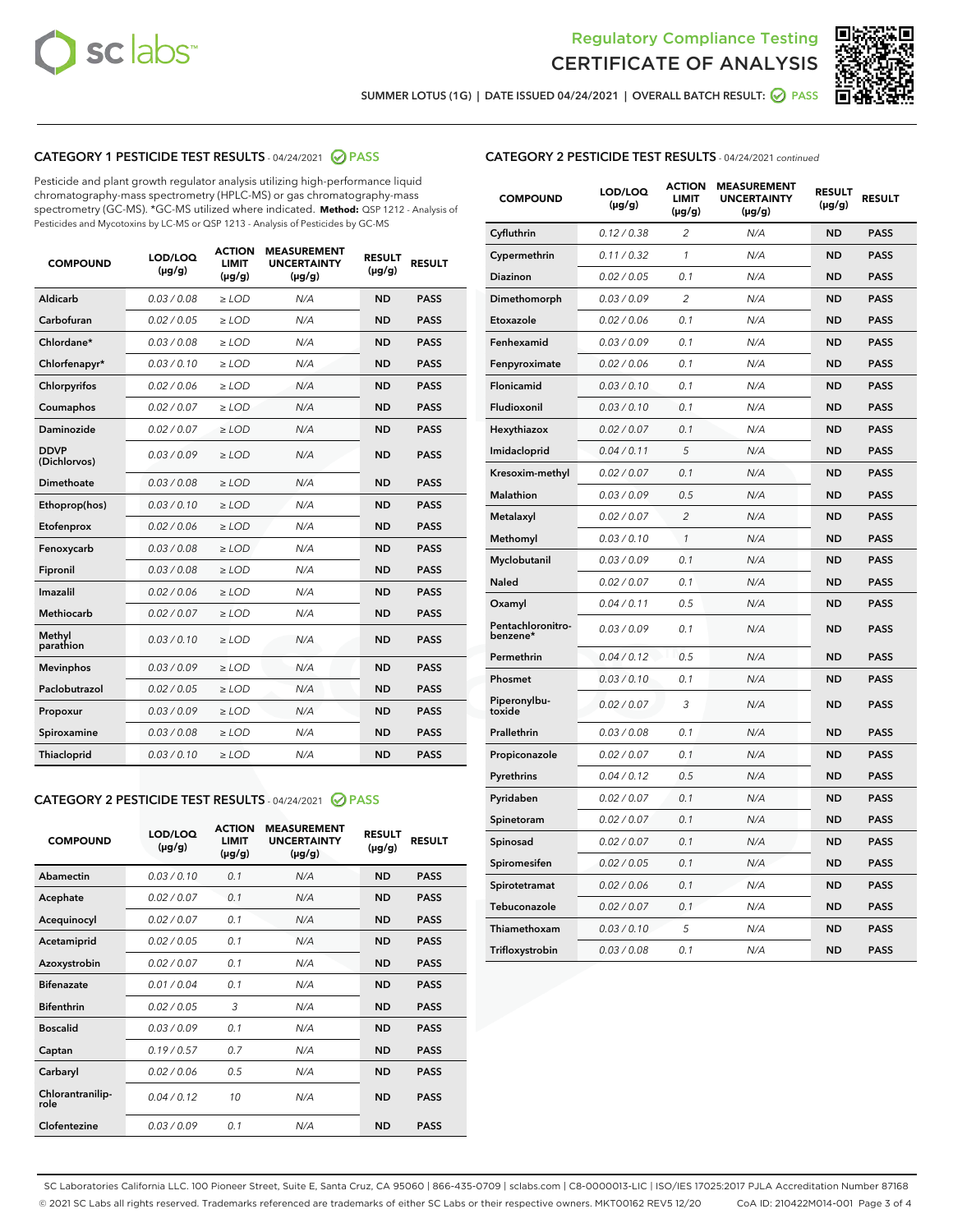Regulatory Compliance Testing
CERTIFICATE OF ANALYSIS

SUMMER LOTUS (1G) | DATE ISSUED 04/24/2021 | OVERALL BATCH RESULT: PASS

## CATEGORY 1 PESTICIDE TEST RESULTS - 04/24/2021 PASS

Pesticide and plant growth regulator analysis utilizing high-performance liquid chromatography-mass spectrometry (HPLC-MS) or gas chromatography-mass spectrometry (GC-MS). *GC-MS utilized where indicated. **Method:** QSP 1212 - Analysis of Pesticides and Mycotoxins by LC-MS or QSP 1213 - Analysis of Pesticides by GC-MS

| COMPOUND | LOD/LOQ (µg/g) | ACTION LIMIT (µg/g) | MEASUREMENT UNCERTAINTY (µg/g) | RESULT (µg/g) | RESULT |
|---|---|---|---|---|---|
| Aldicarb | 0.03 / 0.08 | ≥ LOD | N/A | ND | PASS |
| Carbofuran | 0.02 / 0.05 | ≥ LOD | N/A | ND | PASS |
| Chlordane* | 0.03 / 0.08 | ≥ LOD | N/A | ND | PASS |
| Chlorfenapyr* | 0.03 / 0.10 | ≥ LOD | N/A | ND | PASS |
| Chlorpyrifos | 0.02 / 0.06 | ≥ LOD | N/A | ND | PASS |
| Coumaphos | 0.02 / 0.07 | ≥ LOD | N/A | ND | PASS |
| Daminozide | 0.02 / 0.07 | ≥ LOD | N/A | ND | PASS |
| DDVP (Dichlorvos) | 0.03 / 0.09 | ≥ LOD | N/A | ND | PASS |
| Dimethoate | 0.03 / 0.08 | ≥ LOD | N/A | ND | PASS |
| Ethoprop(hos) | 0.03 / 0.10 | ≥ LOD | N/A | ND | PASS |
| Etofenprox | 0.02 / 0.06 | ≥ LOD | N/A | ND | PASS |
| Fenoxycarb | 0.03 / 0.08 | ≥ LOD | N/A | ND | PASS |
| Fipronil | 0.03 / 0.08 | ≥ LOD | N/A | ND | PASS |
| Imazalil | 0.02 / 0.06 | ≥ LOD | N/A | ND | PASS |
| Methiocarb | 0.02 / 0.07 | ≥ LOD | N/A | ND | PASS |
| Methyl parathion | 0.03 / 0.10 | ≥ LOD | N/A | ND | PASS |
| Mevinphos | 0.03 / 0.09 | ≥ LOD | N/A | ND | PASS |
| Paclobutrazol | 0.02 / 0.05 | ≥ LOD | N/A | ND | PASS |
| Propoxur | 0.03 / 0.09 | ≥ LOD | N/A | ND | PASS |
| Spiroxamine | 0.03 / 0.08 | ≥ LOD | N/A | ND | PASS |
| Thiacloprid | 0.03 / 0.10 | ≥ LOD | N/A | ND | PASS |

## CATEGORY 2 PESTICIDE TEST RESULTS - 04/24/2021 PASS

| COMPOUND | LOD/LOQ (µg/g) | ACTION LIMIT (µg/g) | MEASUREMENT UNCERTAINTY (µg/g) | RESULT (µg/g) | RESULT |
|---|---|---|---|---|---|
| Abamectin | 0.03 / 0.10 | 0.1 | N/A | ND | PASS |
| Acephate | 0.02 / 0.07 | 0.1 | N/A | ND | PASS |
| Acequinocyl | 0.02 / 0.07 | 0.1 | N/A | ND | PASS |
| Acetamiprid | 0.02 / 0.05 | 0.1 | N/A | ND | PASS |
| Azoxystrobin | 0.02 / 0.07 | 0.1 | N/A | ND | PASS |
| Bifenazate | 0.01 / 0.04 | 0.1 | N/A | ND | PASS |
| Bifenthrin | 0.02 / 0.05 | 3 | N/A | ND | PASS |
| Boscalid | 0.03 / 0.09 | 0.1 | N/A | ND | PASS |
| Captan | 0.19 / 0.57 | 0.7 | N/A | ND | PASS |
| Carbaryl | 0.02 / 0.06 | 0.5 | N/A | ND | PASS |
| Chlorantraniliprole | 0.04 / 0.12 | 10 | N/A | ND | PASS |
| Clofentezine | 0.03 / 0.09 | 0.1 | N/A | ND | PASS |
| Cyfluthrin | 0.12 / 0.38 | 2 | N/A | ND | PASS |
| Cypermethrin | 0.11 / 0.32 | 1 | N/A | ND | PASS |
| Diazinon | 0.02 / 0.05 | 0.1 | N/A | ND | PASS |
| Dimethomorph | 0.03 / 0.09 | 2 | N/A | ND | PASS |
| Etoxazole | 0.02 / 0.06 | 0.1 | N/A | ND | PASS |
| Fenhexamid | 0.03 / 0.09 | 0.1 | N/A | ND | PASS |
| Fenpyroximate | 0.02 / 0.06 | 0.1 | N/A | ND | PASS |
| Flonicamid | 0.03 / 0.10 | 0.1 | N/A | ND | PASS |
| Fludioxonil | 0.03 / 0.10 | 0.1 | N/A | ND | PASS |
| Hexythiazox | 0.02 / 0.07 | 0.1 | N/A | ND | PASS |
| Imidacloprid | 0.04 / 0.11 | 5 | N/A | ND | PASS |
| Kresoxim-methyl | 0.02 / 0.07 | 0.1 | N/A | ND | PASS |
| Malathion | 0.03 / 0.09 | 0.5 | N/A | ND | PASS |
| Metalaxyl | 0.02 / 0.07 | 2 | N/A | ND | PASS |
| Methomyl | 0.03 / 0.10 | 1 | N/A | ND | PASS |
| Myclobutanil | 0.03 / 0.09 | 0.1 | N/A | ND | PASS |
| Naled | 0.02 / 0.07 | 0.1 | N/A | ND | PASS |
| Oxamyl | 0.04 / 0.11 | 0.5 | N/A | ND | PASS |
| Pentachloronitrobenzene* | 0.03 / 0.09 | 0.1 | N/A | ND | PASS |
| Permethrin | 0.04 / 0.12 | 0.5 | N/A | ND | PASS |
| Phosmet | 0.03 / 0.10 | 0.1 | N/A | ND | PASS |
| Piperonylbutoxide | 0.02 / 0.07 | 3 | N/A | ND | PASS |
| Prallethrin | 0.03 / 0.08 | 0.1 | N/A | ND | PASS |
| Propiconazole | 0.02 / 0.07 | 0.1 | N/A | ND | PASS |
| Pyrethrins | 0.04 / 0.12 | 0.5 | N/A | ND | PASS |
| Pyridaben | 0.02 / 0.07 | 0.1 | N/A | ND | PASS |
| Spinetoram | 0.02 / 0.07 | 0.1 | N/A | ND | PASS |
| Spinosad | 0.02 / 0.07 | 0.1 | N/A | ND | PASS |
| Spiromesifen | 0.02 / 0.05 | 0.1 | N/A | ND | PASS |
| Spirotetramat | 0.02 / 0.06 | 0.1 | N/A | ND | PASS |
| Tebuconazole | 0.02 / 0.07 | 0.1 | N/A | ND | PASS |
| Thiamethoxam | 0.03 / 0.10 | 5 | N/A | ND | PASS |
| Trifloxystrobin | 0.03 / 0.08 | 0.1 | N/A | ND | PASS |

SC Laboratories California LLC. 100 Pioneer Street, Suite E, Santa Cruz, CA 95060 | 866-435-0709 | sclabs.com | C8-0000013-LIC | ISO/IES 17025:2017 PJLA Accreditation Number 87168
© 2021 SC Labs all rights reserved. Trademarks referenced are trademarks of either SC Labs or their respective owners. MKT00162 REV5 12/20 CoA ID: 210422M014-001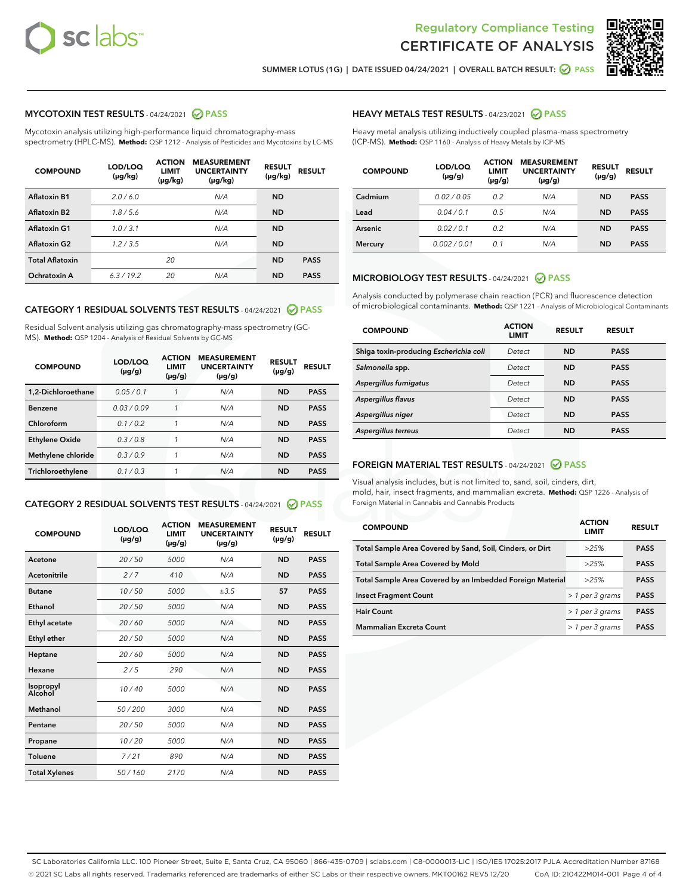Regulatory Compliance Testing
CERTIFICATE OF ANALYSIS

SUMMER LOTUS (1G) | DATE ISSUED 04/24/2021 | OVERALL BATCH RESULT: PASS

## MYCOTOXIN TEST RESULTS - 04/24/2021 PASS

Mycotoxin analysis utilizing high-performance liquid chromatography-mass spectrometry (HPLC-MS). **Method:** QSP 1212 - Analysis of Pesticides and Mycotoxins by LC-MS

| COMPOUND | LOD/LOQ (μg/kg) | ACTION LIMIT (μg/kg) | MEASUREMENT UNCERTAINTY (μg/kg) | RESULT (μg/kg) | RESULT |
|---|---|---|---|---|---|
| Aflatoxin B1 | 2.0 / 6.0 | | N/A | ND | |
| Aflatoxin B2 | 1.8 / 5.6 | | N/A | ND | |
| Aflatoxin G1 | 1.0 / 3.1 | | N/A | ND | |
| Aflatoxin G2 | 1.2 / 3.5 | | N/A | ND | |
| Total Aflatoxin | | 20 | | ND | PASS |
| Ochratoxin A | 6.3 / 19.2 | 20 | N/A | ND | PASS |

## CATEGORY 1 RESIDUAL SOLVENTS TEST RESULTS - 04/24/2021 PASS

Residual Solvent analysis utilizing gas chromatography-mass spectrometry (GC-MS). **Method:** QSP 1204 - Analysis of Residual Solvents by GC-MS

| COMPOUND | LOD/LOQ (μg/g) | ACTION LIMIT (μg/g) | MEASUREMENT UNCERTAINTY (μg/g) | RESULT (μg/g) | RESULT |
|---|---|---|---|---|---|
| 1,2-Dichloroethane | 0.05 / 0.1 | 1 | N/A | ND | PASS |
| Benzene | 0.03 / 0.09 | 1 | N/A | ND | PASS |
| Chloroform | 0.1 / 0.2 | 1 | N/A | ND | PASS |
| Ethylene Oxide | 0.3 / 0.8 | 1 | N/A | ND | PASS |
| Methylene chloride | 0.3 / 0.9 | 1 | N/A | ND | PASS |
| Trichloroethylene | 0.1 / 0.3 | 1 | N/A | ND | PASS |

## CATEGORY 2 RESIDUAL SOLVENTS TEST RESULTS - 04/24/2021 PASS

| COMPOUND | LOD/LOQ (μg/g) | ACTION LIMIT (μg/g) | MEASUREMENT UNCERTAINTY (μg/g) | RESULT (μg/g) | RESULT |
|---|---|---|---|---|---|
| Acetone | 20 / 50 | 5000 | N/A | ND | PASS |
| Acetonitrile | 2 / 7 | 410 | N/A | ND | PASS |
| Butane | 10 / 50 | 5000 | ±3.5 | 57 | PASS |
| Ethanol | 20 / 50 | 5000 | N/A | ND | PASS |
| Ethyl acetate | 20 / 60 | 5000 | N/A | ND | PASS |
| Ethyl ether | 20 / 50 | 5000 | N/A | ND | PASS |
| Heptane | 20 / 60 | 5000 | N/A | ND | PASS |
| Hexane | 2 / 5 | 290 | N/A | ND | PASS |
| Isopropyl Alcohol | 10 / 40 | 5000 | N/A | ND | PASS |
| Methanol | 50 / 200 | 3000 | N/A | ND | PASS |
| Pentane | 20 / 50 | 5000 | N/A | ND | PASS |
| Propane | 10 / 20 | 5000 | N/A | ND | PASS |
| Toluene | 7 / 21 | 890 | N/A | ND | PASS |
| Total Xylenes | 50 / 160 | 2170 | N/A | ND | PASS |

## HEAVY METALS TEST RESULTS - 04/23/2021 PASS

Heavy metal analysis utilizing inductively coupled plasma-mass spectrometry (ICP-MS). **Method:** QSP 1160 - Analysis of Heavy Metals by ICP-MS

| COMPOUND | LOD/LOQ (μg/g) | ACTION LIMIT (μg/g) | MEASUREMENT UNCERTAINTY (μg/g) | RESULT (μg/g) | RESULT |
|---|---|---|---|---|---|
| Cadmium | 0.02 / 0.05 | 0.2 | N/A | ND | PASS |
| Lead | 0.04 / 0.1 | 0.5 | N/A | ND | PASS |
| Arsenic | 0.02 / 0.1 | 0.2 | N/A | ND | PASS |
| Mercury | 0.002 / 0.01 | 0.1 | N/A | ND | PASS |

## MICROBIOLOGY TEST RESULTS - 04/24/2021 PASS

Analysis conducted by polymerase chain reaction (PCR) and fluorescence detection of microbiological contaminants. **Method:** QSP 1221 - Analysis of Microbiological Contaminants

| COMPOUND | ACTION LIMIT | RESULT | RESULT |
|---|---|---|---|
| Shiga toxin-producing *Escherichia coli* | Detect | ND | PASS |
| *Salmonella* spp. | Detect | ND | PASS |
| *Aspergillus fumigatus* | Detect | ND | PASS |
| *Aspergillus flavus* | Detect | ND | PASS |
| *Aspergillus niger* | Detect | ND | PASS |
| *Aspergillus terreus* | Detect | ND | PASS |

## FOREIGN MATERIAL TEST RESULTS - 04/24/2021 PASS

Visual analysis includes, but is not limited to, sand, soil, cinders, dirt, mold, hair, insect fragments, and mammalian excreta. **Method:** QSP 1226 - Analysis of Foreign Material in Cannabis and Cannabis Products

| COMPOUND | ACTION LIMIT | RESULT |
|---|---|---|
| Total Sample Area Covered by Sand, Soil, Cinders, or Dirt | >25% | PASS |
| Total Sample Area Covered by Mold | >25% | PASS |
| Total Sample Area Covered by an Imbedded Foreign Material | >25% | PASS |
| Insect Fragment Count | > 1 per 3 grams | PASS |
| Hair Count | > 1 per 3 grams | PASS |
| Mammalian Excreta Count | > 1 per 3 grams | PASS |

SC Laboratories California LLC. 100 Pioneer Street, Suite E, Santa Cruz, CA 95060 | 866-435-0709 | sclabs.com | C8-0000013-LIC | ISO/IES 17025:2017 PJLA Accreditation Number 87168
© 2021 SC Labs all rights reserved. Trademarks referenced are trademarks of either SC Labs or their respective owners. MKT00162 REV5 12/20 CoA ID: 210422M014-001